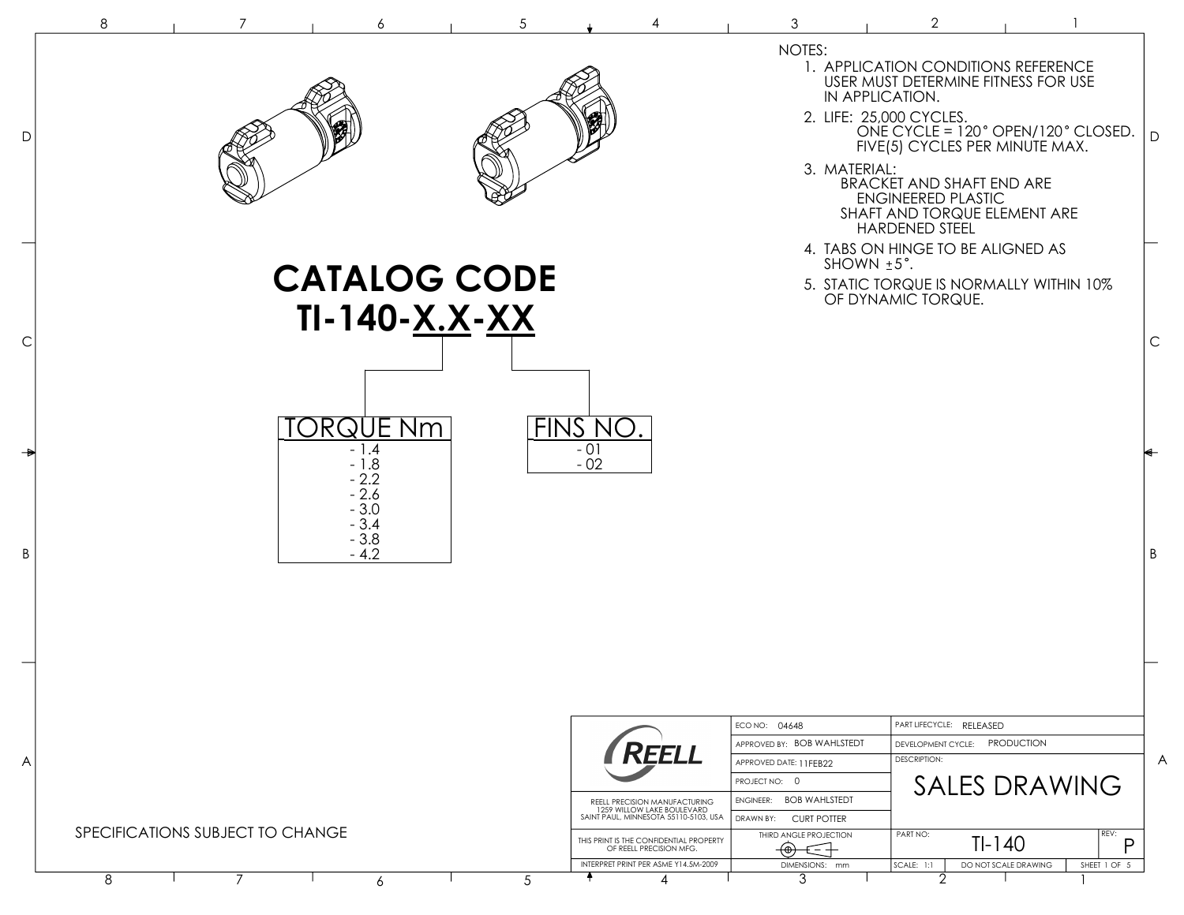NOTES:

1. APPLICATION CONDITIONS REFERENCE USER MUST DETERMINE FITNESS FOR USE IN APPLICATION.
2. LIFE: 25,000 CYCLES.
   ONE CYCLE = 120° OPEN/120° CLOSED.
   FIVE(5) CYCLES PER MINUTE MAX.
3. MATERIAL:
   BRACKET AND SHAFT END ARE ENGINEERED PLASTIC
   SHAFT AND TORQUE ELEMENT ARE HARDENED STEEL
4. TABS ON HINGE TO BE ALIGNED AS SHOWN ±5°.
5. STATIC TORQUE IS NORMALLY WITHIN 10% OF DYNAMIC TORQUE.

# CATALOG CODE

# TI-140-X.X-XX

| TORQUE Nm |
|---|
| - 1.4 |
| - 1.8 |
| - 2.2 |
| - 2.6 |
| - 3.0 |
| - 3.4 |
| - 3.8 |
| - 4.2 |

| FINS NO. |
|---|
| - 01 |
| - 02 |

SPECIFICATIONS SUBJECT TO CHANGE

| REELL | ECO NO: 04648 | PART LIFECYCLE: RELEASED |
|---|---|---|
| | APPROVED BY: BOB WAHLSTEDT | DEVELOPMENT CYCLE: PRODUCTION |
| | APPROVED DATE: 11FEB22 | DESCRIPTION: SALES DRAWING |
| | PROJECT NO: 0 | |
| REELL PRECISION MANUFACTURING 1259 WILLOW LAKE BOULEVARD SAINT PAUL, MINNESOTA 55110-5103, USA | ENGINEER: BOB WAHLSTEDT | |
| | DRAWN BY: CURT POTTER | |
| THIS PRINT IS THE CONFIDENTIAL PROPERTY OF REELL PRECISION MFG. | THIRD ANGLE PROJECTION | PART NO: TI-140 REV: P |
| INTERPRET PRINT PER ASME Y14.5M-2009 | DIMENSIONS: mm | SCALE: 1:1 DO NOT SCALE DRAWING SHEET 1 OF 5 |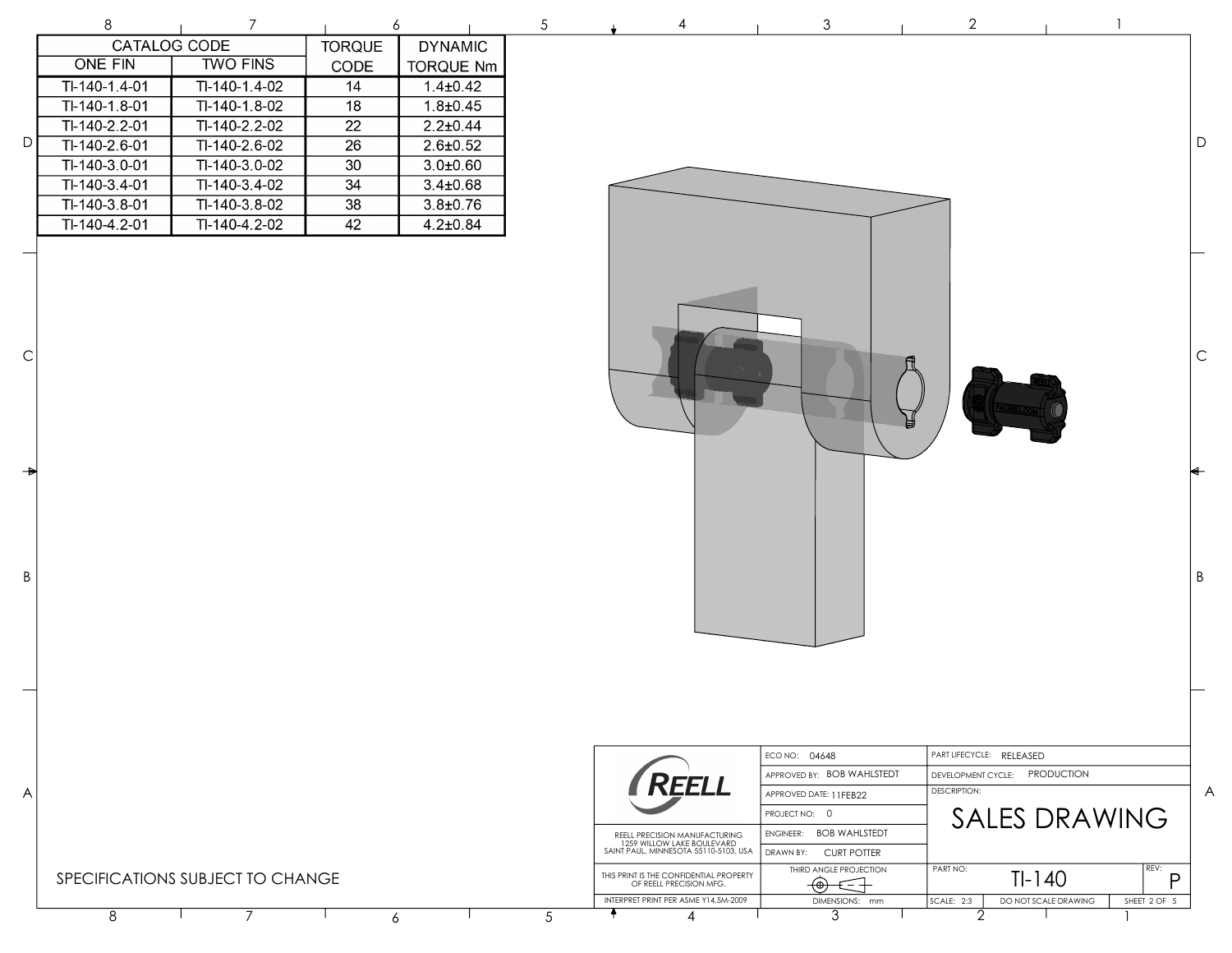| CATALOG CODE | | TORQUE | DYNAMIC |
|---|---|---|---|
| ONE FIN | TWO FINS | CODE | TORQUE Nm |
| TI-140-1.4-01 | TI-140-1.4-02 | 14 | 1.4±0.42 |
| TI-140-1.8-01 | TI-140-1.8-02 | 18 | 1.8±0.45 |
| TI-140-2.2-01 | TI-140-2.2-02 | 22 | 2.2±0.44 |
| TI-140-2.6-01 | TI-140-2.6-02 | 26 | 2.6±0.52 |
| TI-140-3.0-01 | TI-140-3.0-02 | 30 | 3.0±0.60 |
| TI-140-3.4-01 | TI-140-3.4-02 | 34 | 3.4±0.68 |
| TI-140-3.8-01 | TI-140-3.8-02 | 38 | 3.8±0.76 |
| TI-140-4.2-01 | TI-140-4.2-02 | 42 | 4.2±0.84 |

SPECIFICATIONS SUBJECT TO CHANGE

| | | |
|---|---|---|
| REELL | ECO NO: 04648 | PART LIFECYCLE: RELEASED |
| | APPROVED BY: BOB WAHLSTEDT | DEVELOPMENT CYCLE: PRODUCTION |
| | APPROVED DATE: 11FEB22 | DESCRIPTION: SALES DRAWING |
| | PROJECT NO: 0 | |
| REELL PRECISION MANUFACTURING, 1259 WILLOW LAKE BOULEVARD, SAINT PAUL, MINNESOTA 55110-5103, USA | ENGINEER: BOB WAHLSTEDT | |
| | DRAWN BY: CURT POTTER | |
| THIS PRINT IS THE CONFIDENTIAL PROPERTY OF REELL PRECISION MFG. | THIRD ANGLE PROJECTION | PART NO: TI-140 — REV: P |
| INTERPRET PRINT PER ASME Y14.5M-2009 | DIMENSIONS: mm | SCALE: 2:3 — DO NOT SCALE DRAWING — SHEET 2 OF 5 |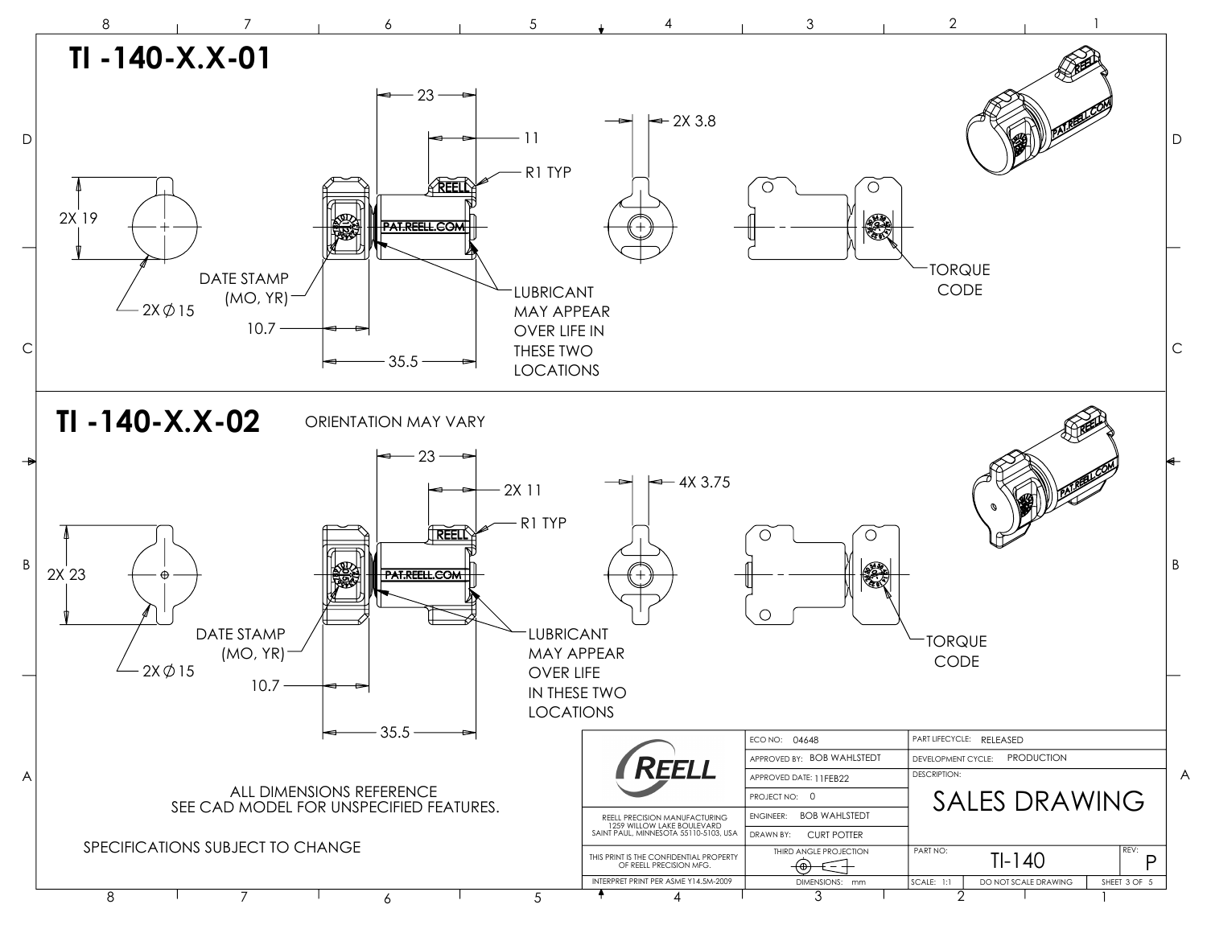# TI -140-X.X-01

2X 19

2X ⌀15

23

11

R1 TYP

REELL

PAT.REELL.COM

DATE STAMP (MO, YR)

10.7

35.5

LUBRICANT MAY APPEAR OVER LIFE IN THESE TWO LOCATIONS

2X 3.8

TORQUE CODE

# TI -140-X.X-02

ORIENTATION MAY VARY

2X 23

2X ⌀15

23

2X 11

R1 TYP

REELL

PAT.REELL.COM

DATE STAMP (MO, YR)

10.7

35.5

LUBRICANT MAY APPEAR OVER LIFE IN THESE TWO LOCATIONS

4X 3.75

TORQUE CODE

ALL DIMENSIONS REFERENCE
SEE CAD MODEL FOR UNSPECIFIED FEATURES.

SPECIFICATIONS SUBJECT TO CHANGE

| REELL | ECO NO: 04648 | PART LIFECYCLE: RELEASED | |
|---|---|---|---|
| | APPROVED BY: BOB WAHLSTEDT | DEVELOPMENT CYCLE: PRODUCTION | |
| | APPROVED DATE: 11FEB22 | DESCRIPTION: SALES DRAWING | |
| | PROJECT NO: 0 | | |
| REELL PRECISION MANUFACTURING 1259 WILLOW LAKE BOULEVARD SAINT PAUL, MINNESOTA 55110-5103, USA | ENGINEER: BOB WAHLSTEDT | | |
| | DRAWN BY: CURT POTTER | | |
| THIS PRINT IS THE CONFIDENTIAL PROPERTY OF REELL PRECISION MFG. | THIRD ANGLE PROJECTION | PART NO: TI-140 | REV: P |
| INTERPRET PRINT PER ASME Y14.5M-2009 | DIMENSIONS: mm | SCALE: 1:1 DO NOT SCALE DRAWING | SHEET 3 OF 5 |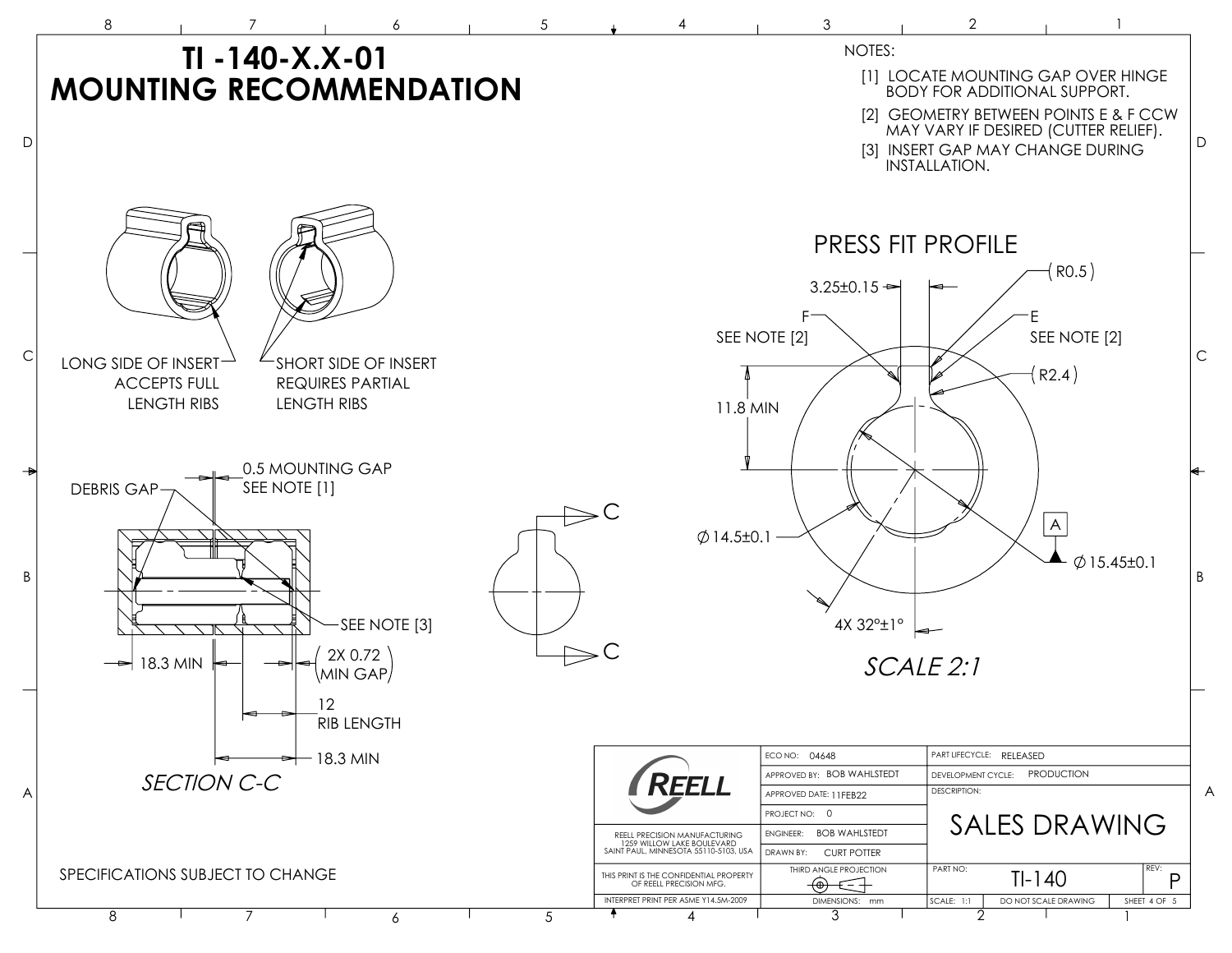# TI -140-X.X-01 MOUNTING RECOMMENDATION

NOTES:

[1] LOCATE MOUNTING GAP OVER HINGE BODY FOR ADDITIONAL SUPPORT.

[2] GEOMETRY BETWEEN POINTS E & F CCW MAY VARY IF DESIRED (CUTTER RELIEF).

[3] INSERT GAP MAY CHANGE DURING INSTALLATION.

LONG SIDE OF INSERT ACCEPTS FULL LENGTH RIBS

SHORT SIDE OF INSERT REQUIRES PARTIAL LENGTH RIBS

## PRESS FIT PROFILE

3.25±0.15

(R0.5)

F SEE NOTE [2]

E SEE NOTE [2]

(R2.4)

11.8 MIN

Ø14.5±0.1

A

Ø15.45±0.1

4X 32°±1°

*SCALE 2:1*

DEBRIS GAP

0.5 MOUNTING GAP SEE NOTE [1]

SEE NOTE [3]

18.3 MIN

(2X 0.72 MIN GAP)

12 RIB LENGTH

18.3 MIN

*SECTION C-C*

C

C

SPECIFICATIONS SUBJECT TO CHANGE

| | | |
|---|---|---|
| REELL PRECISION MANUFACTURING<br>1259 WILLOW LAKE BOULEVARD<br>SAINT PAUL, MINNESOTA 55110-5103, USA | ECO NO: 04648 | PART LIFECYCLE: RELEASED |
| | APPROVED BY: BOB WAHLSTEDT | DEVELOPMENT CYCLE: PRODUCTION |
| | APPROVED DATE: 11FEB22 | DESCRIPTION: SALES DRAWING |
| | PROJECT NO: 0 | |
| | ENGINEER: BOB WAHLSTEDT | |
| | DRAWN BY: CURT POTTER | |
| THIS PRINT IS THE CONFIDENTIAL PROPERTY OF REELL PRECISION MFG. | THIRD ANGLE PROJECTION | PART NO: TI-140 — REV: P |
| INTERPRET PRINT PER ASME Y14.5M-2009 | DIMENSIONS: mm | SCALE: 1:1 — DO NOT SCALE DRAWING — SHEET 4 OF 5 |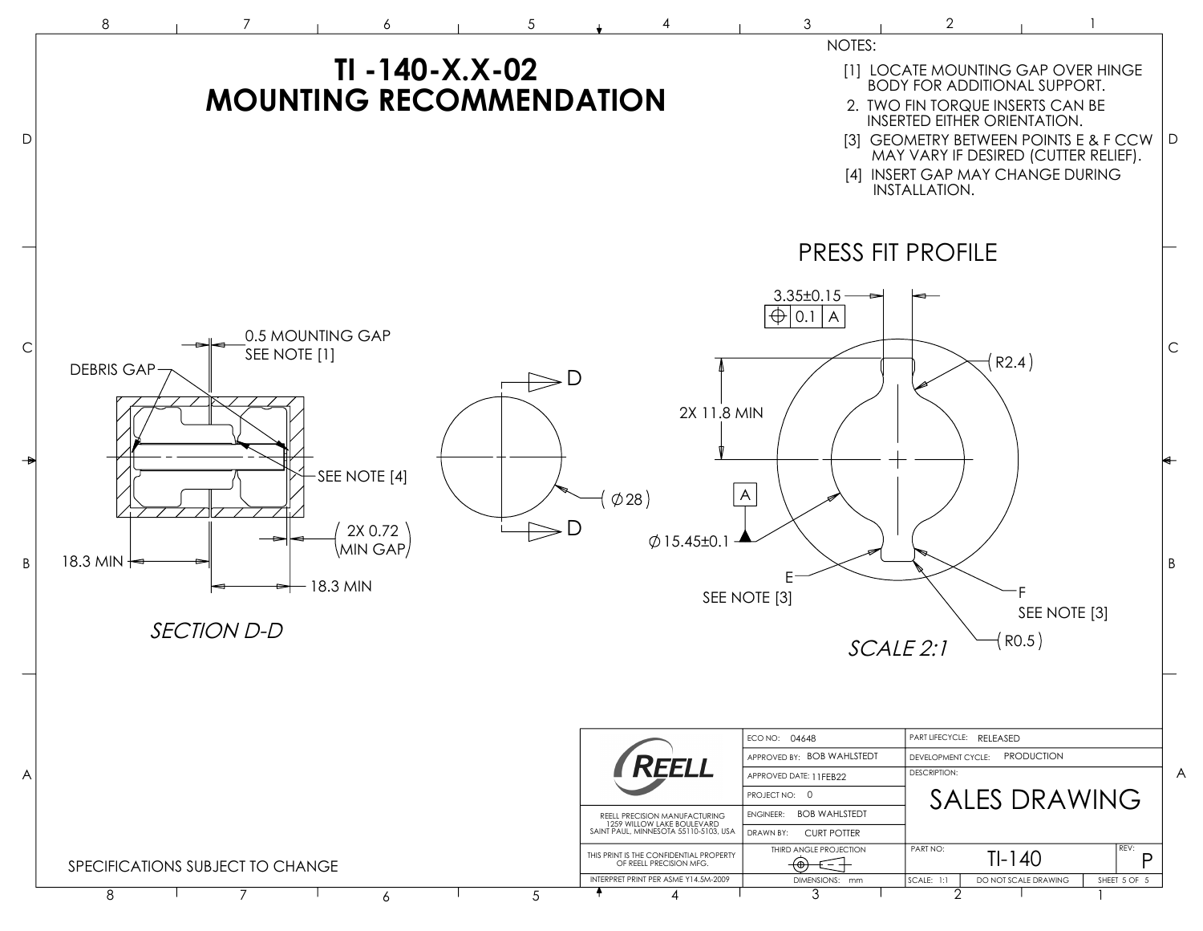# TI -140-X.X-02
# MOUNTING RECOMMENDATION

NOTES:

[1] LOCATE MOUNTING GAP OVER HINGE BODY FOR ADDITIONAL SUPPORT.
2. TWO FIN TORQUE INSERTS CAN BE INSERTED EITHER ORIENTATION.
[3] GEOMETRY BETWEEN POINTS E & F CCW MAY VARY IF DESIRED (CUTTER RELIEF).
[4] INSERT GAP MAY CHANGE DURING INSTALLATION.

0.5 MOUNTING GAP
SEE NOTE [1]
DEBRIS GAP
SEE NOTE [4]
2X 0.72 MIN GAP
18.3 MIN
18.3 MIN

*SECTION D-D*

D
D
(Ø28)

## PRESS FIT PROFILE

3.35±0.15
⌖ 0.1 A
(R2.4)
2X 11.8 MIN
A
Ø15.45±0.1
E
SEE NOTE [3]
F
SEE NOTE [3]
(R0.5)

*SCALE 2:1*

SPECIFICATIONS SUBJECT TO CHANGE

| | | |
|---|---|---|
| REELL | ECO NO: 04648 | PART LIFECYCLE: RELEASED |
| | APPROVED BY: BOB WAHLSTEDT | DEVELOPMENT CYCLE: PRODUCTION |
| | APPROVED DATE: 11FEB22 | DESCRIPTION: SALES DRAWING |
| | PROJECT NO: 0 | |
| REELL PRECISION MANUFACTURING 1259 WILLOW LAKE BOULEVARD SAINT PAUL, MINNESOTA 55110-5103, USA | ENGINEER: BOB WAHLSTEDT | |
| | DRAWN BY: CURT POTTER | |
| THIS PRINT IS THE CONFIDENTIAL PROPERTY OF REELL PRECISION MFG. | THIRD ANGLE PROJECTION | PART NO: TI-140 REV: P |
| INTERPRET PRINT PER ASME Y14.5M-2009 | DIMENSIONS: mm | SCALE: 1:1 DO NOT SCALE DRAWING SHEET 5 OF 5 |